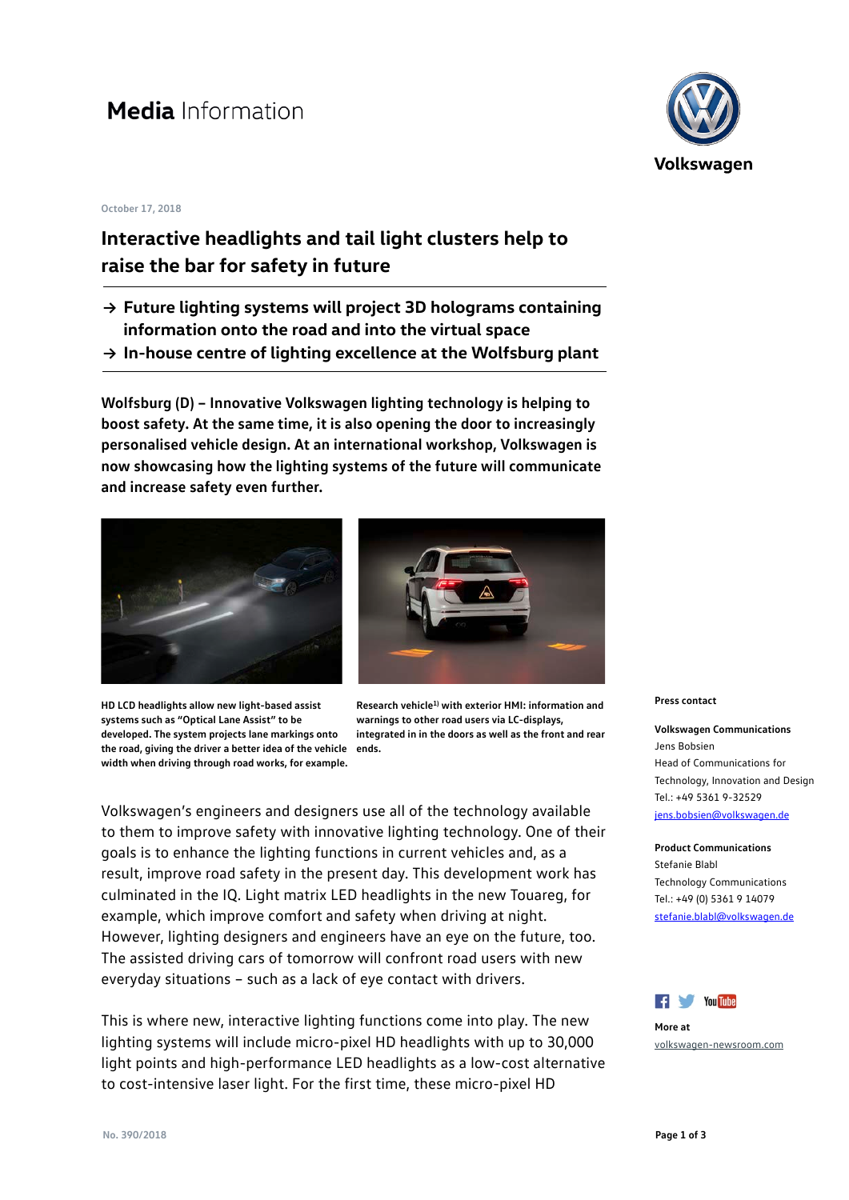# **Media** Information

Volkswagen

October 17, 2018

## Interactive headlights and tail light clusters help to raise the bar for safety in future

- **→ Future lighting systems will project 3D holograms containing information onto the road and into the virtual space**
- **→ In-house centre of lighting excellence at the Wolfsburg plant**

**Wolfsburg (D) – Innovative Volkswagen lighting technology is helping to boost safety. At the same time, it is also opening the door to increasingly personalised vehicle design. At an international workshop, Volkswagen is now showcasing how the lighting systems of the future will communicate and increase safety even further.**

**HD LCD headlights allow new light-based assist systems such as "Optical Lane Assist" to be developed. The system projects lane markings onto the road, giving the driver a better idea of the vehicle width when driving through road works, for example.**

**Research vehicle[1)] with exterior HMI: information and warnings to other road users via LC-displays, integrated in in the doors as well as the front and rear ends.**

Volkswagen's engineers and designers use all of the technology available to them to improve safety with innovative lighting technology. One of their goals is to enhance the lighting functions in current vehicles and, as a result, improve road safety in the present day. This development work has culminated in the IQ. Light matrix LED headlights in the new Touareg, for example, which improve comfort and safety when driving at night. However, lighting designers and engineers have an eye on the future, too. The assisted driving cars of tomorrow will confront road users with new everyday situations – such as a lack of eye contact with drivers.

This is where new, interactive lighting functions come into play. The new lighting systems will include micro-pixel HD headlights with up to 30,000 light points and high-performance LED headlights as a low-cost alternative to cost-intensive laser light. For the first time, these micro-pixel HD

**Press contact**

**Volkswagen Communications**
Jens Bobsien
Head of Communications for Technology, Innovation and Design
Tel.: +49 5361 9-32529
jens.bobsien@volkswagen.de

**Product Communications**
Stefanie Blabl
Technology Communications
Tel.: +49 (0) 5361 9 14079
stefanie.blabl@volkswagen.de

**More at**
volkswagen-newsroom.com

No. 390/2018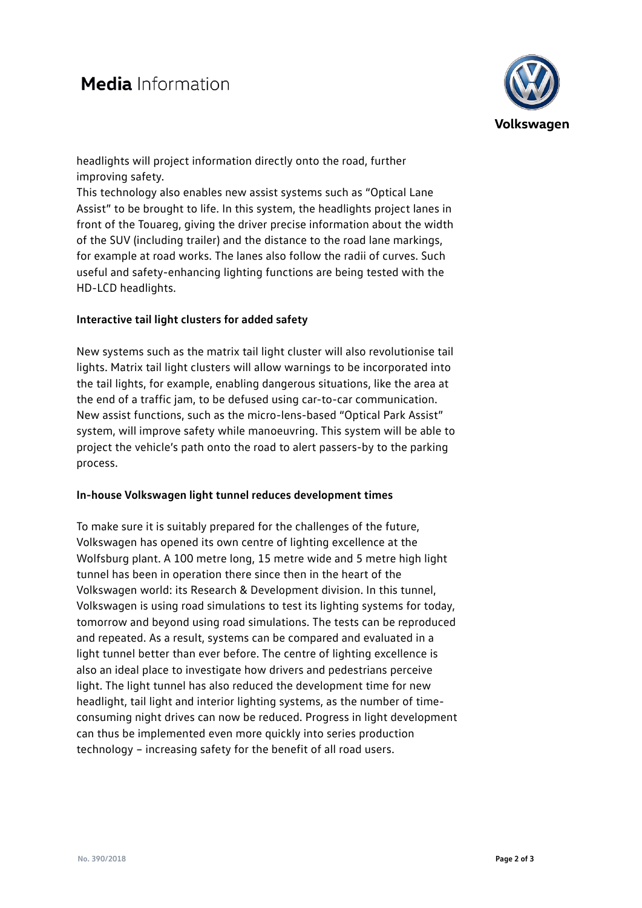headlights will project information directly onto the road, further improving safety.

This technology also enables new assist systems such as "Optical Lane Assist" to be brought to life. In this system, the headlights project lanes in front of the Touareg, giving the driver precise information about the width of the SUV (including trailer) and the distance to the road lane markings, for example at road works. The lanes also follow the radii of curves. Such useful and safety-enhancing lighting functions are being tested with the HD-LCD headlights.

**Interactive tail light clusters for added safety**

New systems such as the matrix tail light cluster will also revolutionise tail lights. Matrix tail light clusters will allow warnings to be incorporated into the tail lights, for example, enabling dangerous situations, like the area at the end of a traffic jam, to be defused using car-to-car communication. New assist functions, such as the micro-lens-based "Optical Park Assist" system, will improve safety while manoeuvring. This system will be able to project the vehicle's path onto the road to alert passers-by to the parking process.

**In-house Volkswagen light tunnel reduces development times**

To make sure it is suitably prepared for the challenges of the future, Volkswagen has opened its own centre of lighting excellence at the Wolfsburg plant. A 100 metre long, 15 metre wide and 5 metre high light tunnel has been in operation there since then in the heart of the Volkswagen world: its Research & Development division. In this tunnel, Volkswagen is using road simulations to test its lighting systems for today, tomorrow and beyond using road simulations. The tests can be reproduced and repeated. As a result, systems can be compared and evaluated in a light tunnel better than ever before. The centre of lighting excellence is also an ideal place to investigate how drivers and pedestrians perceive light. The light tunnel has also reduced the development time for new headlight, tail light and interior lighting systems, as the number of time-consuming night drives can now be reduced. Progress in light development can thus be implemented even more quickly into series production technology – increasing safety for the benefit of all road users.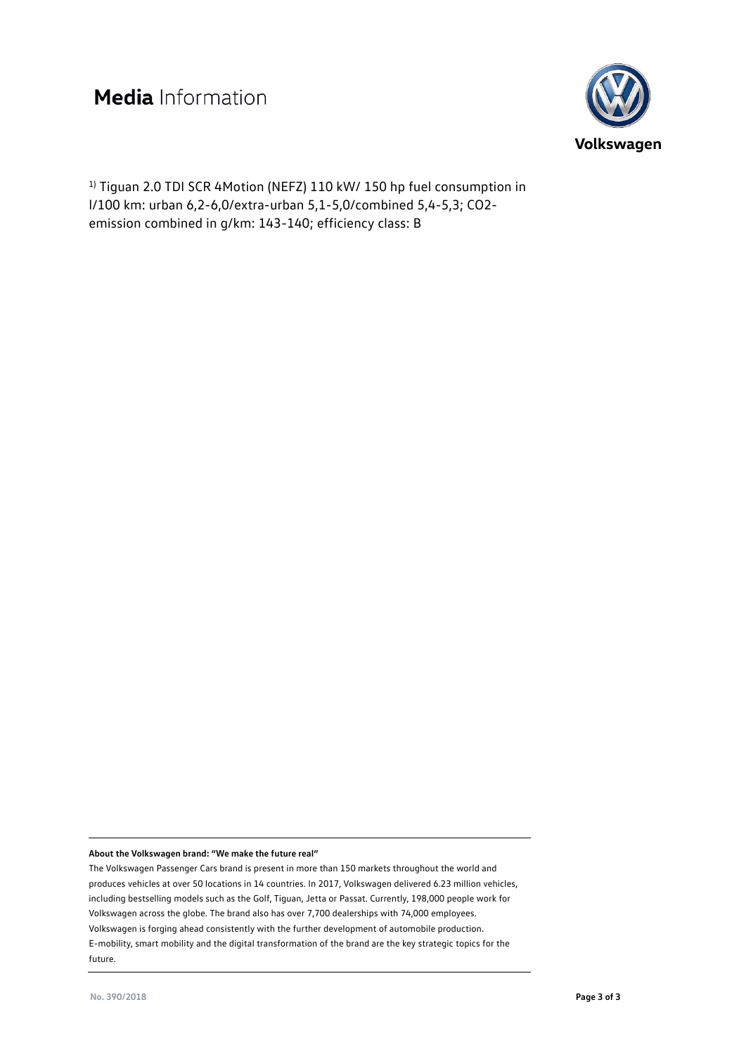[1] Tiguan 2.0 TDI SCR 4Motion (NEFZ) 110 kW/ 150 hp fuel consumption in l/100 km: urban 6,2-6,0/extra-urban 5,1-5,0/combined 5,4-5,3; $CO_2$-emission combined in g/km: 143-140; efficiency class: B

**About the Volkswagen brand: "We make the future real"**

The Volkswagen Passenger Cars brand is present in more than 150 markets throughout the world and produces vehicles at over 50 locations in 14 countries. In 2017, Volkswagen delivered 6.23 million vehicles, including bestselling models such as the Golf, Tiguan, Jetta or Passat. Currently, 198,000 people work for Volkswagen across the globe. The brand also has over 7,700 dealerships with 74,000 employees. Volkswagen is forging ahead consistently with the further development of automobile production. E-mobility, smart mobility and the digital transformation of the brand are the key strategic topics for the future.

No. 390/2018